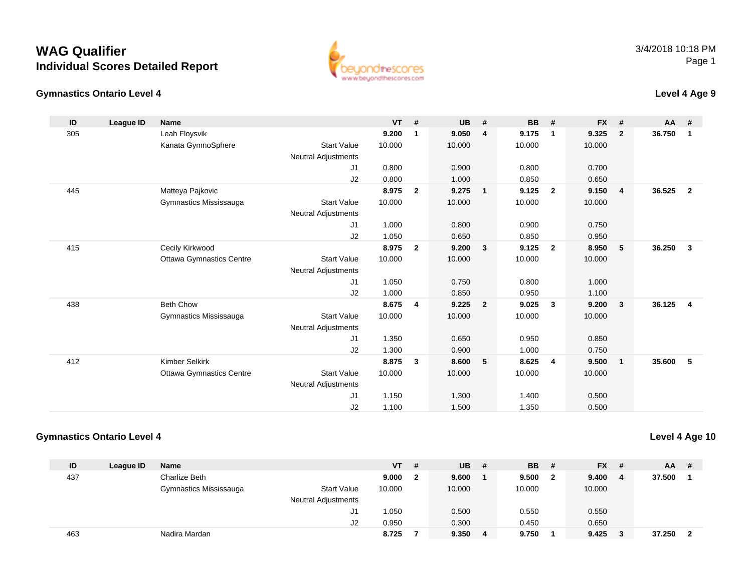# WAG Qualifier
## Individual Scores Detailed Report

3/4/2018 10:18 PM

### Gymnastics Ontario Level 4

**Level 4 Age 9**

| ID | League ID | Name | | VT | # | UB | # | BB | # | FX | # | AA | # |
|---|---|---|---|---|---|---|---|---|---|---|---|---|---|
| 305 | | Leah Floysvik | | **9.200** | **1** | **9.050** | **4** | **9.175** | **1** | **9.325** | **2** | **36.750** | **1** |
| | | Kanata GymnoSphere | Start Value | 10.000 | | 10.000 | | 10.000 | | 10.000 | | | |
| | | | Neutral Adjustments | | | | | | | | | | |
| | | | J1 | 0.800 | | 0.900 | | 0.800 | | 0.700 | | | |
| | | | J2 | 0.800 | | 1.000 | | 0.850 | | 0.650 | | | |
| 445 | | Matteya Pajkovic | | **8.975** | **2** | **9.275** | **1** | **9.125** | **2** | **9.150** | **4** | **36.525** | **2** |
| | | Gymnastics Mississauga | Start Value | 10.000 | | 10.000 | | 10.000 | | 10.000 | | | |
| | | | Neutral Adjustments | | | | | | | | | | |
| | | | J1 | 1.000 | | 0.800 | | 0.900 | | 0.750 | | | |
| | | | J2 | 1.050 | | 0.650 | | 0.850 | | 0.950 | | | |
| 415 | | Cecily Kirkwood | | **8.975** | **2** | **9.200** | **3** | **9.125** | **2** | **8.950** | **5** | **36.250** | **3** |
| | | Ottawa Gymnastics Centre | Start Value | 10.000 | | 10.000 | | 10.000 | | 10.000 | | | |
| | | | Neutral Adjustments | | | | | | | | | | |
| | | | J1 | 1.050 | | 0.750 | | 0.800 | | 1.000 | | | |
| | | | J2 | 1.000 | | 0.850 | | 0.950 | | 1.100 | | | |
| 438 | | Beth Chow | | **8.675** | **4** | **9.225** | **2** | **9.025** | **3** | **9.200** | **3** | **36.125** | **4** |
| | | Gymnastics Mississauga | Start Value | 10.000 | | 10.000 | | 10.000 | | 10.000 | | | |
| | | | Neutral Adjustments | | | | | | | | | | |
| | | | J1 | 1.350 | | 0.650 | | 0.950 | | 0.850 | | | |
| | | | J2 | 1.300 | | 0.900 | | 1.000 | | 0.750 | | | |
| 412 | | Kimber Selkirk | | **8.875** | **3** | **8.600** | **5** | **8.625** | **4** | **9.500** | **1** | **35.600** | **5** |
| | | Ottawa Gymnastics Centre | Start Value | 10.000 | | 10.000 | | 10.000 | | 10.000 | | | |
| | | | Neutral Adjustments | | | | | | | | | | |
| | | | J1 | 1.150 | | 1.300 | | 1.400 | | 0.500 | | | |
| | | | J2 | 1.100 | | 1.500 | | 1.350 | | 0.500 | | | |

### Gymnastics Ontario Level 4

**Level 4 Age 10**

| ID | League ID | Name | | VT | # | UB | # | BB | # | FX | # | AA | # |
|---|---|---|---|---|---|---|---|---|---|---|---|---|---|
| 437 | | Charlize Beth | | **9.000** | **2** | **9.600** | **1** | **9.500** | **2** | **9.400** | **4** | **37.500** | **1** |
| | | Gymnastics Mississauga | Start Value | 10.000 | | 10.000 | | 10.000 | | 10.000 | | | |
| | | | Neutral Adjustments | | | | | | | | | | |
| | | | J1 | 1.050 | | 0.500 | | 0.550 | | 0.550 | | | |
| | | | J2 | 0.950 | | 0.300 | | 0.450 | | 0.650 | | | |
| 463 | | Nadira Mardan | | **8.725** | **7** | **9.350** | **4** | **9.750** | **1** | **9.425** | **3** | **37.250** | **2** |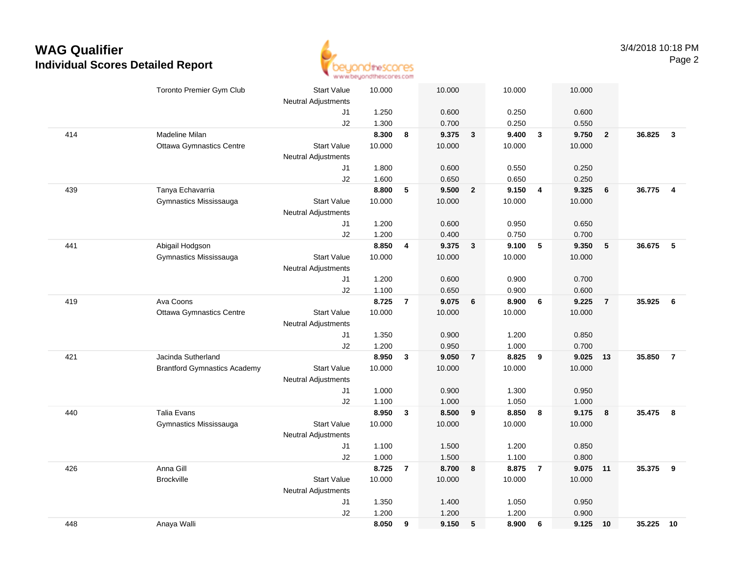# WAG Qualifier
## Individual Scores Detailed Report

3/4/2018 10:18 PM

| | | | | | | | | | | | | |
|---|---|---|---|---|---|---|---|---|---|---|---|---|
| | Toronto Premier Gym Club | Start Value | 10.000 | | 10.000 | | 10.000 | | 10.000 | | | |
| | | Neutral Adjustments | | | | | | | | | | |
| | | J1 | 1.250 | | 0.600 | | 0.250 | | 0.600 | | | |
| | | J2 | 1.300 | | 0.700 | | 0.250 | | 0.550 | | | |
| 414 | Madeline Milan | | **8.300** | **8** | **9.375** | **3** | **9.400** | **3** | **9.750** | **2** | **36.825** | **3** |
| | Ottawa Gymnastics Centre | Start Value | 10.000 | | 10.000 | | 10.000 | | 10.000 | | | |
| | | Neutral Adjustments | | | | | | | | | | |
| | | J1 | 1.800 | | 0.600 | | 0.550 | | 0.250 | | | |
| | | J2 | 1.600 | | 0.650 | | 0.650 | | 0.250 | | | |
| 439 | Tanya Echavarria | | **8.800** | **5** | **9.500** | **2** | **9.150** | **4** | **9.325** | **6** | **36.775** | **4** |
| | Gymnastics Mississauga | Start Value | 10.000 | | 10.000 | | 10.000 | | 10.000 | | | |
| | | Neutral Adjustments | | | | | | | | | | |
| | | J1 | 1.200 | | 0.600 | | 0.950 | | 0.650 | | | |
| | | J2 | 1.200 | | 0.400 | | 0.750 | | 0.700 | | | |
| 441 | Abigail Hodgson | | **8.850** | **4** | **9.375** | **3** | **9.100** | **5** | **9.350** | **5** | **36.675** | **5** |
| | Gymnastics Mississauga | Start Value | 10.000 | | 10.000 | | 10.000 | | 10.000 | | | |
| | | Neutral Adjustments | | | | | | | | | | |
| | | J1 | 1.200 | | 0.600 | | 0.900 | | 0.700 | | | |
| | | J2 | 1.100 | | 0.650 | | 0.900 | | 0.600 | | | |
| 419 | Ava Coons | | **8.725** | **7** | **9.075** | **6** | **8.900** | **6** | **9.225** | **7** | **35.925** | **6** |
| | Ottawa Gymnastics Centre | Start Value | 10.000 | | 10.000 | | 10.000 | | 10.000 | | | |
| | | Neutral Adjustments | | | | | | | | | | |
| | | J1 | 1.350 | | 0.900 | | 1.200 | | 0.850 | | | |
| | | J2 | 1.200 | | 0.950 | | 1.000 | | 0.700 | | | |
| 421 | Jacinda Sutherland | | **8.950** | **3** | **9.050** | **7** | **8.825** | **9** | **9.025** | **13** | **35.850** | **7** |
| | Brantford Gymnastics Academy | Start Value | 10.000 | | 10.000 | | 10.000 | | 10.000 | | | |
| | | Neutral Adjustments | | | | | | | | | | |
| | | J1 | 1.000 | | 0.900 | | 1.300 | | 0.950 | | | |
| | | J2 | 1.100 | | 1.000 | | 1.050 | | 1.000 | | | |
| 440 | Talia Evans | | **8.950** | **3** | **8.500** | **9** | **8.850** | **8** | **9.175** | **8** | **35.475** | **8** |
| | Gymnastics Mississauga | Start Value | 10.000 | | 10.000 | | 10.000 | | 10.000 | | | |
| | | Neutral Adjustments | | | | | | | | | | |
| | | J1 | 1.100 | | 1.500 | | 1.200 | | 0.850 | | | |
| | | J2 | 1.000 | | 1.500 | | 1.100 | | 0.800 | | | |
| 426 | Anna Gill | | **8.725** | **7** | **8.700** | **8** | **8.875** | **7** | **9.075** | **11** | **35.375** | **9** |
| | Brockville | Start Value | 10.000 | | 10.000 | | 10.000 | | 10.000 | | | |
| | | Neutral Adjustments | | | | | | | | | | |
| | | J1 | 1.350 | | 1.400 | | 1.050 | | 0.950 | | | |
| | | J2 | 1.200 | | 1.200 | | 1.200 | | 0.900 | | | |
| 448 | Anaya Walli | | **8.050** | **9** | **9.150** | **5** | **8.900** | **6** | **9.125** | **10** | **35.225** | **10** |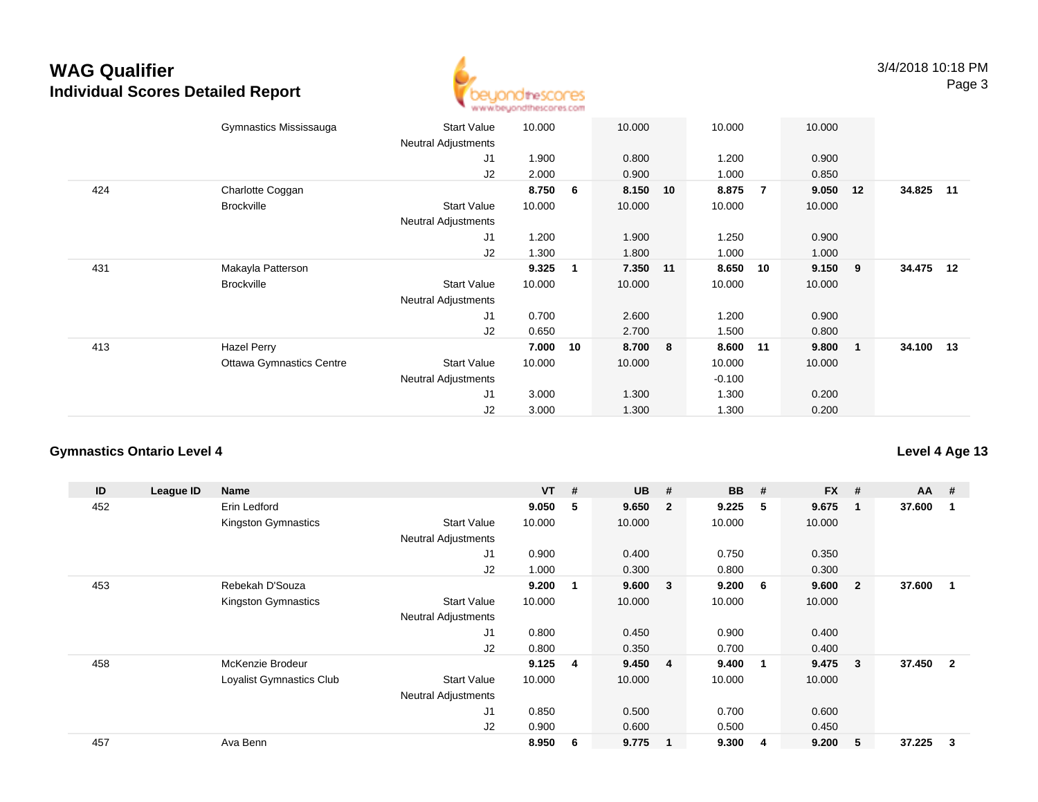# WAG Qualifier
## Individual Scores Detailed Report

| ID | League ID | Name | | VT | # | UB | # | BB | # | FX | # | AA | # |
|---|---|---|---|---|---|---|---|---|---|---|---|---|---|
| | | Gymnastics Mississauga | Start Value | 10.000 | | 10.000 | | 10.000 | | 10.000 | | | |
| | | | Neutral Adjustments | | | | | | | | | | |
| | | | J1 | 1.900 | | 0.800 | | 1.200 | | 0.900 | | | |
| | | | J2 | 2.000 | | 0.900 | | 1.000 | | 0.850 | | | |
| 424 | | Charlotte Coggan | | **8.750** | **6** | **8.150** | **10** | **8.875** | **7** | **9.050** | **12** | **34.825** | **11** |
| | | Brockville | Start Value | 10.000 | | 10.000 | | 10.000 | | 10.000 | | | |
| | | | Neutral Adjustments | | | | | | | | | | |
| | | | J1 | 1.200 | | 1.900 | | 1.250 | | 0.900 | | | |
| | | | J2 | 1.300 | | 1.800 | | 1.000 | | 1.000 | | | |
| 431 | | Makayla Patterson | | **9.325** | **1** | **7.350** | **11** | **8.650** | **10** | **9.150** | **9** | **34.475** | **12** |
| | | Brockville | Start Value | 10.000 | | 10.000 | | 10.000 | | 10.000 | | | |
| | | | Neutral Adjustments | | | | | | | | | | |
| | | | J1 | 0.700 | | 2.600 | | 1.200 | | 0.900 | | | |
| | | | J2 | 0.650 | | 2.700 | | 1.500 | | 0.800 | | | |
| 413 | | Hazel Perry | | **7.000** | **10** | **8.700** | **8** | **8.600** | **11** | **9.800** | **1** | **34.100** | **13** |
| | | Ottawa Gymnastics Centre | Start Value | 10.000 | | 10.000 | | 10.000 | | 10.000 | | | |
| | | | Neutral Adjustments | | | | | -0.100 | | | | | |
| | | | J1 | 3.000 | | 1.300 | | 1.300 | | 0.200 | | | |
| | | | J2 | 3.000 | | 1.300 | | 1.300 | | 0.200 | | | |

### Gymnastics Ontario Level 4

**Level 4 Age 13**

| ID | League ID | Name | | VT | # | UB | # | BB | # | FX | # | AA | # |
|---|---|---|---|---|---|---|---|---|---|---|---|---|---|
| 452 | | Erin Ledford | | **9.050** | **5** | **9.650** | **2** | **9.225** | **5** | **9.675** | **1** | **37.600** | **1** |
| | | Kingston Gymnastics | Start Value | 10.000 | | 10.000 | | 10.000 | | 10.000 | | | |
| | | | Neutral Adjustments | | | | | | | | | | |
| | | | J1 | 0.900 | | 0.400 | | 0.750 | | 0.350 | | | |
| | | | J2 | 1.000 | | 0.300 | | 0.800 | | 0.300 | | | |
| 453 | | Rebekah D'Souza | | **9.200** | **1** | **9.600** | **3** | **9.200** | **6** | **9.600** | **2** | **37.600** | **1** |
| | | Kingston Gymnastics | Start Value | 10.000 | | 10.000 | | 10.000 | | 10.000 | | | |
| | | | Neutral Adjustments | | | | | | | | | | |
| | | | J1 | 0.800 | | 0.450 | | 0.900 | | 0.400 | | | |
| | | | J2 | 0.800 | | 0.350 | | 0.700 | | 0.400 | | | |
| 458 | | McKenzie Brodeur | | **9.125** | **4** | **9.450** | **4** | **9.400** | **1** | **9.475** | **3** | **37.450** | **2** |
| | | Loyalist Gymnastics Club | Start Value | 10.000 | | 10.000 | | 10.000 | | 10.000 | | | |
| | | | Neutral Adjustments | | | | | | | | | | |
| | | | J1 | 0.850 | | 0.500 | | 0.700 | | 0.600 | | | |
| | | | J2 | 0.900 | | 0.600 | | 0.500 | | 0.450 | | | |
| 457 | | Ava Benn | | **8.950** | **6** | **9.775** | **1** | **9.300** | **4** | **9.200** | **5** | **37.225** | **3** |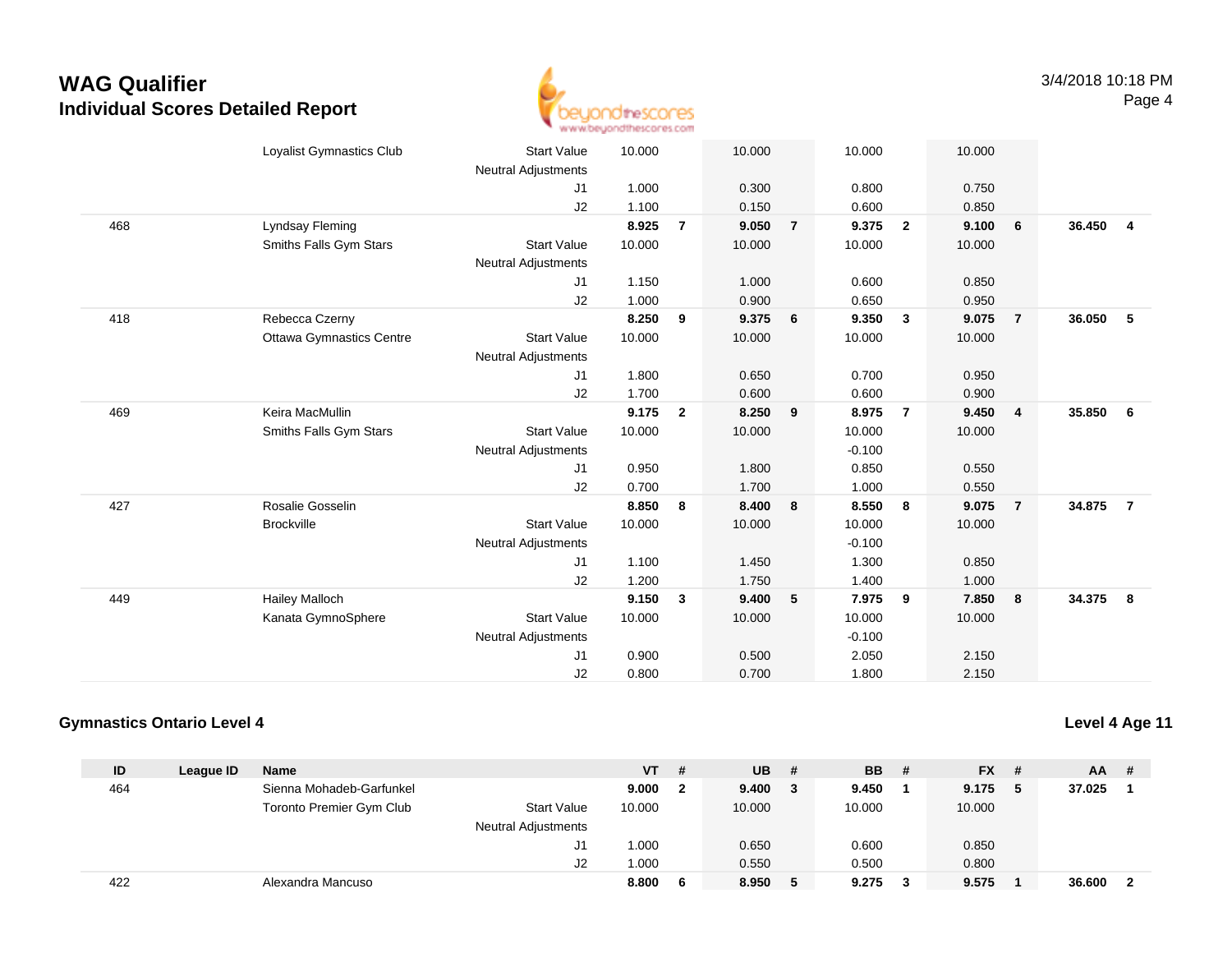# WAG Qualifier
## Individual Scores Detailed Report

| ID | League ID | Name | | VT | # | UB | # | BB | # | FX | # | AA | # |
|---|---|---|---|---|---|---|---|---|---|---|---|---|---|
| | | Loyalist Gymnastics Club | Start Value | 10.000 | | 10.000 | | 10.000 | | 10.000 | | | |
| | | | Neutral Adjustments | | | | | | | | | | |
| | | | J1 | 1.000 | | 0.300 | | 0.800 | | 0.750 | | | |
| | | | J2 | 1.100 | | 0.150 | | 0.600 | | 0.850 | | | |
| 468 | | Lyndsay Fleming | | **8.925** | **7** | **9.050** | **7** | **9.375** | **2** | **9.100** | **6** | **36.450** | **4** |
| | | Smiths Falls Gym Stars | Start Value | 10.000 | | 10.000 | | 10.000 | | 10.000 | | | |
| | | | Neutral Adjustments | | | | | | | | | | |
| | | | J1 | 1.150 | | 1.000 | | 0.600 | | 0.850 | | | |
| | | | J2 | 1.000 | | 0.900 | | 0.650 | | 0.950 | | | |
| 418 | | Rebecca Czerny | | **8.250** | **9** | **9.375** | **6** | **9.350** | **3** | **9.075** | **7** | **36.050** | **5** |
| | | Ottawa Gymnastics Centre | Start Value | 10.000 | | 10.000 | | 10.000 | | 10.000 | | | |
| | | | Neutral Adjustments | | | | | | | | | | |
| | | | J1 | 1.800 | | 0.650 | | 0.700 | | 0.950 | | | |
| | | | J2 | 1.700 | | 0.600 | | 0.600 | | 0.900 | | | |
| 469 | | Keira MacMullin | | **9.175** | **2** | **8.250** | **9** | **8.975** | **7** | **9.450** | **4** | **35.850** | **6** |
| | | Smiths Falls Gym Stars | Start Value | 10.000 | | 10.000 | | 10.000 | | 10.000 | | | |
| | | | Neutral Adjustments | | | | | -0.100 | | | | | |
| | | | J1 | 0.950 | | 1.800 | | 0.850 | | 0.550 | | | |
| | | | J2 | 0.700 | | 1.700 | | 1.000 | | 0.550 | | | |
| 427 | | Rosalie Gosselin | | **8.850** | **8** | **8.400** | **8** | **8.550** | **8** | **9.075** | **7** | **34.875** | **7** |
| | | Brockville | Start Value | 10.000 | | 10.000 | | 10.000 | | 10.000 | | | |
| | | | Neutral Adjustments | | | | | -0.100 | | | | | |
| | | | J1 | 1.100 | | 1.450 | | 1.300 | | 0.850 | | | |
| | | | J2 | 1.200 | | 1.750 | | 1.400 | | 1.000 | | | |
| 449 | | Hailey Malloch | | **9.150** | **3** | **9.400** | **5** | **7.975** | **9** | **7.850** | **8** | **34.375** | **8** |
| | | Kanata GymnoSphere | Start Value | 10.000 | | 10.000 | | 10.000 | | 10.000 | | | |
| | | | Neutral Adjustments | | | | | -0.100 | | | | | |
| | | | J1 | 0.900 | | 0.500 | | 2.050 | | 2.150 | | | |
| | | | J2 | 0.800 | | 0.700 | | 1.800 | | 2.150 | | | |

### Gymnastics Ontario Level 4

**Level 4 Age 11**

| ID | League ID | Name | | VT | # | UB | # | BB | # | FX | # | AA | # |
|---|---|---|---|---|---|---|---|---|---|---|---|---|---|
| 464 | | Sienna Mohadeb-Garfunkel | | **9.000** | **2** | **9.400** | **3** | **9.450** | **1** | **9.175** | **5** | **37.025** | **1** |
| | | Toronto Premier Gym Club | Start Value | 10.000 | | 10.000 | | 10.000 | | 10.000 | | | |
| | | | Neutral Adjustments | | | | | | | | | | |
| | | | J1 | 1.000 | | 0.650 | | 0.600 | | 0.850 | | | |
| | | | J2 | 1.000 | | 0.550 | | 0.500 | | 0.800 | | | |
| 422 | | Alexandra Mancuso | | **8.800** | **6** | **8.950** | **5** | **9.275** | **3** | **9.575** | **1** | **36.600** | **2** |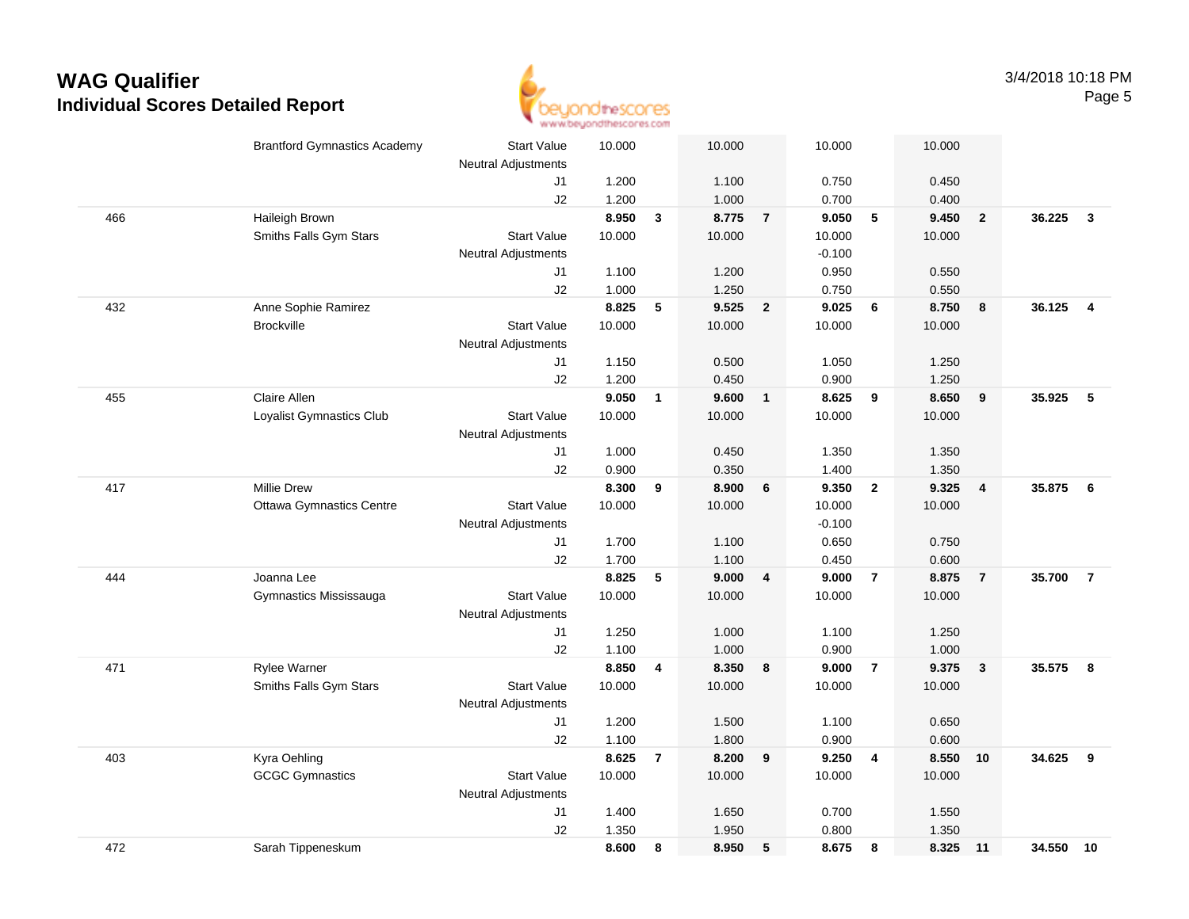# WAG Qualifier

## Individual Scores Detailed Report

3/4/2018 10:18 PM

| | | | | | | | | | | | | |
|---|---|---|---|---|---|---|---|---|---|---|---|---|
| | Brantford Gymnastics Academy | Start Value | 10.000 | | 10.000 | | 10.000 | | 10.000 | | | |
| | | Neutral Adjustments | | | | | | | | | | |
| | | J1 | 1.200 | | 1.100 | | 0.750 | | 0.450 | | | |
| | | J2 | 1.200 | | 1.000 | | 0.700 | | 0.400 | | | |
| 466 | Haileigh Brown | | **8.950** | **3** | **8.775** | **7** | **9.050** | **5** | **9.450** | **2** | **36.225** | **3** |
| | Smiths Falls Gym Stars | Start Value | 10.000 | | 10.000 | | 10.000 | | 10.000 | | | |
| | | Neutral Adjustments | | | | | -0.100 | | | | | |
| | | J1 | 1.100 | | 1.200 | | 0.950 | | 0.550 | | | |
| | | J2 | 1.000 | | 1.250 | | 0.750 | | 0.550 | | | |
| 432 | Anne Sophie Ramirez | | **8.825** | **5** | **9.525** | **2** | **9.025** | **6** | **8.750** | **8** | **36.125** | **4** |
| | Brockville | Start Value | 10.000 | | 10.000 | | 10.000 | | 10.000 | | | |
| | | Neutral Adjustments | | | | | | | | | | |
| | | J1 | 1.150 | | 0.500 | | 1.050 | | 1.250 | | | |
| | | J2 | 1.200 | | 0.450 | | 0.900 | | 1.250 | | | |
| 455 | Claire Allen | | **9.050** | **1** | **9.600** | **1** | **8.625** | **9** | **8.650** | **9** | **35.925** | **5** |
| | Loyalist Gymnastics Club | Start Value | 10.000 | | 10.000 | | 10.000 | | 10.000 | | | |
| | | Neutral Adjustments | | | | | | | | | | |
| | | J1 | 1.000 | | 0.450 | | 1.350 | | 1.350 | | | |
| | | J2 | 0.900 | | 0.350 | | 1.400 | | 1.350 | | | |
| 417 | Millie Drew | | **8.300** | **9** | **8.900** | **6** | **9.350** | **2** | **9.325** | **4** | **35.875** | **6** |
| | Ottawa Gymnastics Centre | Start Value | 10.000 | | 10.000 | | 10.000 | | 10.000 | | | |
| | | Neutral Adjustments | | | | | -0.100 | | | | | |
| | | J1 | 1.700 | | 1.100 | | 0.650 | | 0.750 | | | |
| | | J2 | 1.700 | | 1.100 | | 0.450 | | 0.600 | | | |
| 444 | Joanna Lee | | **8.825** | **5** | **9.000** | **4** | **9.000** | **7** | **8.875** | **7** | **35.700** | **7** |
| | Gymnastics Mississauga | Start Value | 10.000 | | 10.000 | | 10.000 | | 10.000 | | | |
| | | Neutral Adjustments | | | | | | | | | | |
| | | J1 | 1.250 | | 1.000 | | 1.100 | | 1.250 | | | |
| | | J2 | 1.100 | | 1.000 | | 0.900 | | 1.000 | | | |
| 471 | Rylee Warner | | **8.850** | **4** | **8.350** | **8** | **9.000** | **7** | **9.375** | **3** | **35.575** | **8** |
| | Smiths Falls Gym Stars | Start Value | 10.000 | | 10.000 | | 10.000 | | 10.000 | | | |
| | | Neutral Adjustments | | | | | | | | | | |
| | | J1 | 1.200 | | 1.500 | | 1.100 | | 0.650 | | | |
| | | J2 | 1.100 | | 1.800 | | 0.900 | | 0.600 | | | |
| 403 | Kyra Oehling | | **8.625** | **7** | **8.200** | **9** | **9.250** | **4** | **8.550** | **10** | **34.625** | **9** |
| | GCGC Gymnastics | Start Value | 10.000 | | 10.000 | | 10.000 | | 10.000 | | | |
| | | Neutral Adjustments | | | | | | | | | | |
| | | J1 | 1.400 | | 1.650 | | 0.700 | | 1.550 | | | |
| | | J2 | 1.350 | | 1.950 | | 0.800 | | 1.350 | | | |
| 472 | Sarah Tippeneskum | | **8.600** | **8** | **8.950** | **5** | **8.675** | **8** | **8.325** | **11** | **34.550** | **10** |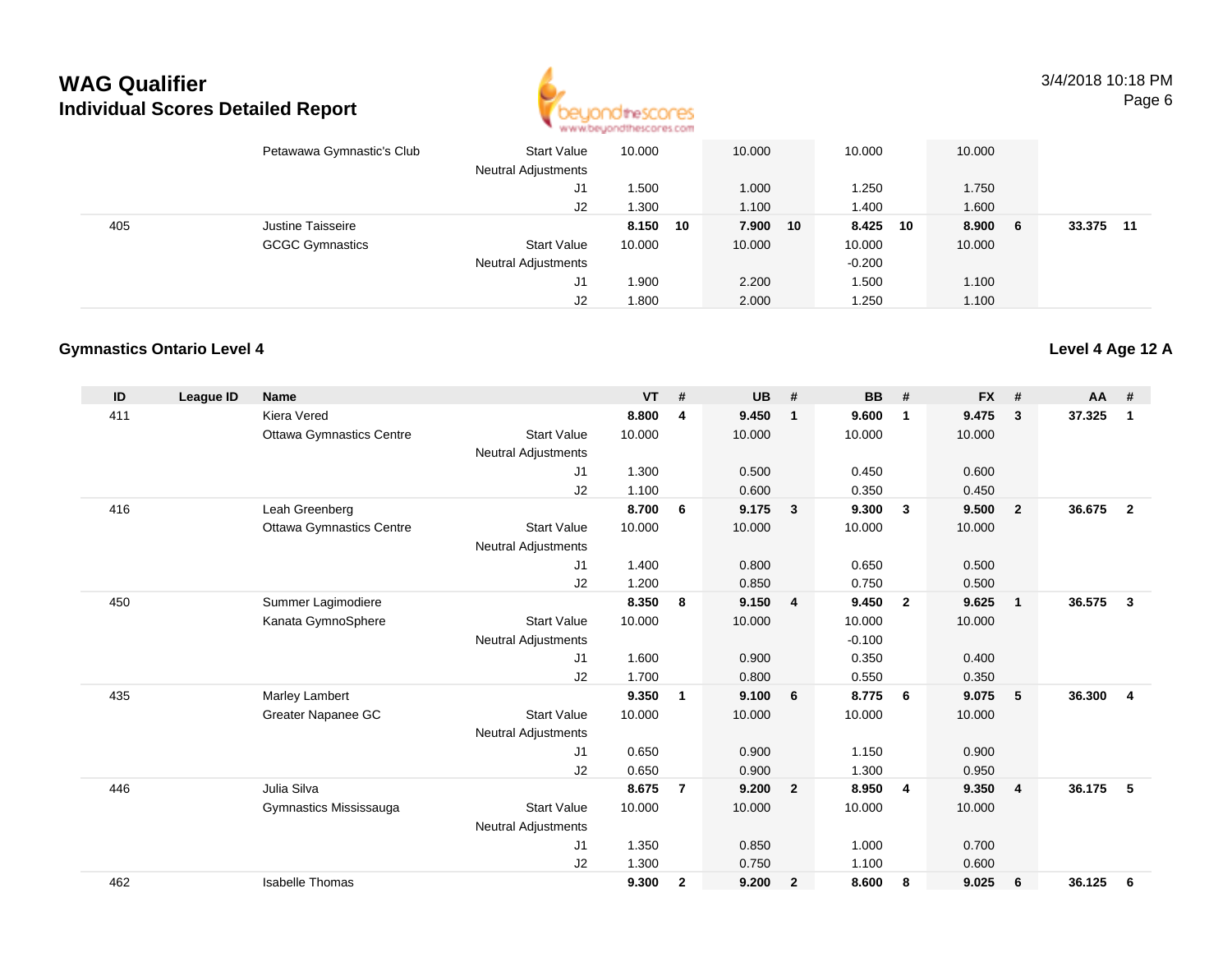# WAG Qualifier
## Individual Scores Detailed Report

| ID | League ID | Name | | VT | # | UB | # | BB | # | FX | # | AA | # |
|---|---|---|---|---|---|---|---|---|---|---|---|---|---|
| | | Petawawa Gymnastic's Club | Start Value | 10.000 | | 10.000 | | 10.000 | | 10.000 | | | |
| | | | Neutral Adjustments | | | | | | | | | | |
| | | | J1 | 1.500 | | 1.000 | | 1.250 | | 1.750 | | | |
| | | | J2 | 1.300 | | 1.100 | | 1.400 | | 1.600 | | | |
| 405 | | Justine Taisseire | | **8.150** | **10** | **7.900** | **10** | **8.425** | **10** | **8.900** | **6** | **33.375** | **11** |
| | | GCGC Gymnastics | Start Value | 10.000 | | 10.000 | | 10.000 | | 10.000 | | | |
| | | | Neutral Adjustments | | | | | -0.200 | | | | | |
| | | | J1 | 1.900 | | 2.200 | | 1.500 | | 1.100 | | | |
| | | | J2 | 1.800 | | 2.000 | | 1.250 | | 1.100 | | | |

### Gymnastics Ontario Level 4

**Level 4 Age 12 A**

| ID | League ID | Name | | VT | # | UB | # | BB | # | FX | # | AA | # |
|---|---|---|---|---|---|---|---|---|---|---|---|---|---|
| 411 | | Kiera Vered | | **8.800** | **4** | **9.450** | **1** | **9.600** | **1** | **9.475** | **3** | **37.325** | **1** |
| | | Ottawa Gymnastics Centre | Start Value | 10.000 | | 10.000 | | 10.000 | | 10.000 | | | |
| | | | Neutral Adjustments | | | | | | | | | | |
| | | | J1 | 1.300 | | 0.500 | | 0.450 | | 0.600 | | | |
| | | | J2 | 1.100 | | 0.600 | | 0.350 | | 0.450 | | | |
| 416 | | Leah Greenberg | | **8.700** | **6** | **9.175** | **3** | **9.300** | **3** | **9.500** | **2** | **36.675** | **2** |
| | | Ottawa Gymnastics Centre | Start Value | 10.000 | | 10.000 | | 10.000 | | 10.000 | | | |
| | | | Neutral Adjustments | | | | | | | | | | |
| | | | J1 | 1.400 | | 0.800 | | 0.650 | | 0.500 | | | |
| | | | J2 | 1.200 | | 0.850 | | 0.750 | | 0.500 | | | |
| 450 | | Summer Lagimodiere | | **8.350** | **8** | **9.150** | **4** | **9.450** | **2** | **9.625** | **1** | **36.575** | **3** |
| | | Kanata GymnoSphere | Start Value | 10.000 | | 10.000 | | 10.000 | | 10.000 | | | |
| | | | Neutral Adjustments | | | | | -0.100 | | | | | |
| | | | J1 | 1.600 | | 0.900 | | 0.350 | | 0.400 | | | |
| | | | J2 | 1.700 | | 0.800 | | 0.550 | | 0.350 | | | |
| 435 | | Marley Lambert | | **9.350** | **1** | **9.100** | **6** | **8.775** | **6** | **9.075** | **5** | **36.300** | **4** |
| | | Greater Napanee GC | Start Value | 10.000 | | 10.000 | | 10.000 | | 10.000 | | | |
| | | | Neutral Adjustments | | | | | | | | | | |
| | | | J1 | 0.650 | | 0.900 | | 1.150 | | 0.900 | | | |
| | | | J2 | 0.650 | | 0.900 | | 1.300 | | 0.950 | | | |
| 446 | | Julia Silva | | **8.675** | **7** | **9.200** | **2** | **8.950** | **4** | **9.350** | **4** | **36.175** | **5** |
| | | Gymnastics Mississauga | Start Value | 10.000 | | 10.000 | | 10.000 | | 10.000 | | | |
| | | | Neutral Adjustments | | | | | | | | | | |
| | | | J1 | 1.350 | | 0.850 | | 1.000 | | 0.700 | | | |
| | | | J2 | 1.300 | | 0.750 | | 1.100 | | 0.600 | | | |
| 462 | | Isabelle Thomas | | **9.300** | **2** | **9.200** | **2** | **8.600** | **8** | **9.025** | **6** | **36.125** | **6** |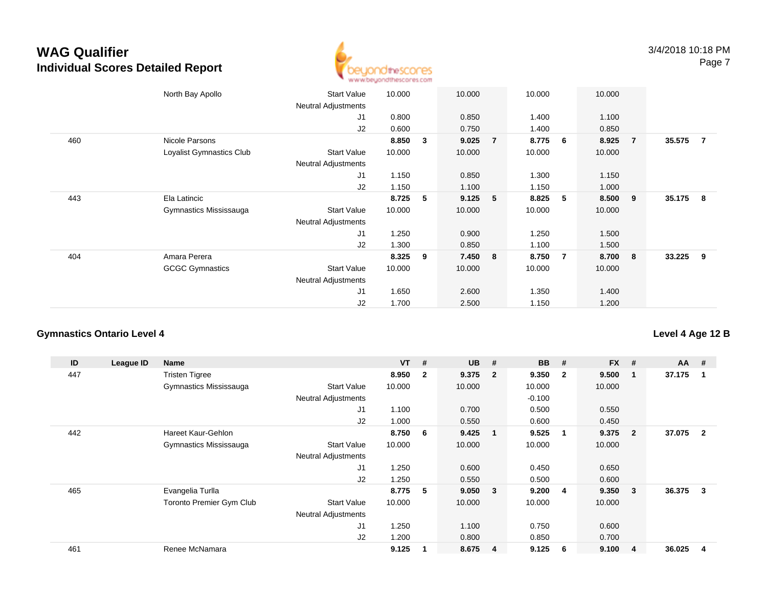# WAG Qualifier
## Individual Scores Detailed Report

| ID | League ID | Name | | VT | # | UB | # | BB | # | FX | # | AA | # |
|---|---|---|---|---|---|---|---|---|---|---|---|---|---|
| | | North Bay Apollo | Start Value | 10.000 | | 10.000 | | 10.000 | | 10.000 | | | |
| | | | Neutral Adjustments | | | | | | | | | | |
| | | | J1 | 0.800 | | 0.850 | | 1.400 | | 1.100 | | | |
| | | | J2 | 0.600 | | 0.750 | | 1.400 | | 0.850 | | | |
| 460 | | Nicole Parsons | | 8.850 | 3 | 9.025 | 7 | 8.775 | 6 | 8.925 | 7 | 35.575 | 7 |
| | | Loyalist Gymnastics Club | Start Value | 10.000 | | 10.000 | | 10.000 | | 10.000 | | | |
| | | | Neutral Adjustments | | | | | | | | | | |
| | | | J1 | 1.150 | | 0.850 | | 1.300 | | 1.150 | | | |
| | | | J2 | 1.150 | | 1.100 | | 1.150 | | 1.000 | | | |
| 443 | | Ela Latincic | | 8.725 | 5 | 9.125 | 5 | 8.825 | 5 | 8.500 | 9 | 35.175 | 8 |
| | | Gymnastics Mississauga | Start Value | 10.000 | | 10.000 | | 10.000 | | 10.000 | | | |
| | | | Neutral Adjustments | | | | | | | | | | |
| | | | J1 | 1.250 | | 0.900 | | 1.250 | | 1.500 | | | |
| | | | J2 | 1.300 | | 0.850 | | 1.100 | | 1.500 | | | |
| 404 | | Amara Perera | | 8.325 | 9 | 7.450 | 8 | 8.750 | 7 | 8.700 | 8 | 33.225 | 9 |
| | | GCGC Gymnastics | Start Value | 10.000 | | 10.000 | | 10.000 | | 10.000 | | | |
| | | | Neutral Adjustments | | | | | | | | | | |
| | | | J1 | 1.650 | | 2.600 | | 1.350 | | 1.400 | | | |
| | | | J2 | 1.700 | | 2.500 | | 1.150 | | 1.200 | | | |

### Gymnastics Ontario Level 4

**Level 4 Age 12 B**

| ID | League ID | Name | | VT | # | UB | # | BB | # | FX | # | AA | # |
|---|---|---|---|---|---|---|---|---|---|---|---|---|---|
| 447 | | Tristen Tigree | | 8.950 | 2 | 9.375 | 2 | 9.350 | 2 | 9.500 | 1 | 37.175 | 1 |
| | | Gymnastics Mississauga | Start Value | 10.000 | | 10.000 | | 10.000 | | 10.000 | | | |
| | | | Neutral Adjustments | | | | | -0.100 | | | | | |
| | | | J1 | 1.100 | | 0.700 | | 0.500 | | 0.550 | | | |
| | | | J2 | 1.000 | | 0.550 | | 0.600 | | 0.450 | | | |
| 442 | | Hareet Kaur-Gehlon | | 8.750 | 6 | 9.425 | 1 | 9.525 | 1 | 9.375 | 2 | 37.075 | 2 |
| | | Gymnastics Mississauga | Start Value | 10.000 | | 10.000 | | 10.000 | | 10.000 | | | |
| | | | Neutral Adjustments | | | | | | | | | | |
| | | | J1 | 1.250 | | 0.600 | | 0.450 | | 0.650 | | | |
| | | | J2 | 1.250 | | 0.550 | | 0.500 | | 0.600 | | | |
| 465 | | Evangelia Turlla | | 8.775 | 5 | 9.050 | 3 | 9.200 | 4 | 9.350 | 3 | 36.375 | 3 |
| | | Toronto Premier Gym Club | Start Value | 10.000 | | 10.000 | | 10.000 | | 10.000 | | | |
| | | | Neutral Adjustments | | | | | | | | | | |
| | | | J1 | 1.250 | | 1.100 | | 0.750 | | 0.600 | | | |
| | | | J2 | 1.200 | | 0.800 | | 0.850 | | 0.700 | | | |
| 461 | | Renee McNamara | | 9.125 | 1 | 8.675 | 4 | 9.125 | 6 | 9.100 | 4 | 36.025 | 4 |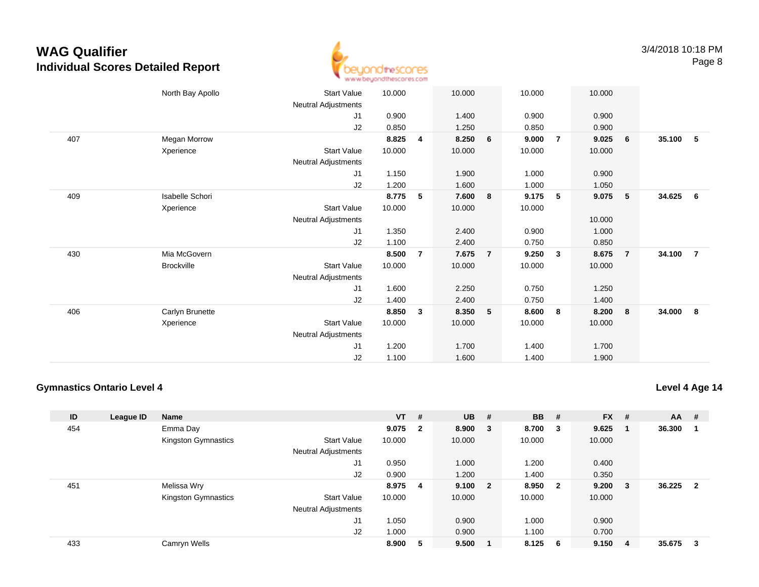# WAG Qualifier

## Individual Scores Detailed Report

| ID | League ID | Name | | VT | # | UB | # | BB | # | FX | # | AA | # |
|---|---|---|---|---|---|---|---|---|---|---|---|---|---|
| | | North Bay Apollo | Start Value | 10.000 | | 10.000 | | 10.000 | | 10.000 | | | |
| | | | Neutral Adjustments | | | | | | | | | | |
| | | | J1 | 0.900 | | 1.400 | | 0.900 | | 0.900 | | | |
| | | | J2 | 0.850 | | 1.250 | | 0.850 | | 0.900 | | | |
| 407 | | Megan Morrow | | **8.825** | **4** | **8.250** | **6** | **9.000** | **7** | **9.025** | **6** | **35.100** | **5** |
| | | Xperience | Start Value | 10.000 | | 10.000 | | 10.000 | | 10.000 | | | |
| | | | Neutral Adjustments | | | | | | | | | | |
| | | | J1 | 1.150 | | 1.900 | | 1.000 | | 0.900 | | | |
| | | | J2 | 1.200 | | 1.600 | | 1.000 | | 1.050 | | | |
| 409 | | Isabelle Schori | | **8.775** | **5** | **7.600** | **8** | **9.175** | **5** | **9.075** | **5** | **34.625** | **6** |
| | | Xperience | Start Value | 10.000 | | 10.000 | | 10.000 | | | | | |
| | | | Neutral Adjustments | | | | | | | 10.000 | | | |
| | | | J1 | 1.350 | | 2.400 | | 0.900 | | 1.000 | | | |
| | | | J2 | 1.100 | | 2.400 | | 0.750 | | 0.850 | | | |
| 430 | | Mia McGovern | | **8.500** | **7** | **7.675** | **7** | **9.250** | **3** | **8.675** | **7** | **34.100** | **7** |
| | | Brockville | Start Value | 10.000 | | 10.000 | | 10.000 | | 10.000 | | | |
| | | | Neutral Adjustments | | | | | | | | | | |
| | | | J1 | 1.600 | | 2.250 | | 0.750 | | 1.250 | | | |
| | | | J2 | 1.400 | | 2.400 | | 0.750 | | 1.400 | | | |
| 406 | | Carlyn Brunette | | **8.850** | **3** | **8.350** | **5** | **8.600** | **8** | **8.200** | **8** | **34.000** | **8** |
| | | Xperience | Start Value | 10.000 | | 10.000 | | 10.000 | | 10.000 | | | |
| | | | Neutral Adjustments | | | | | | | | | | |
| | | | J1 | 1.200 | | 1.700 | | 1.400 | | 1.700 | | | |
| | | | J2 | 1.100 | | 1.600 | | 1.400 | | 1.900 | | | |

### Gymnastics Ontario Level 4

**Level 4 Age 14**

| ID | League ID | Name | | VT | # | UB | # | BB | # | FX | # | AA | # |
|---|---|---|---|---|---|---|---|---|---|---|---|---|---|
| 454 | | Emma Day | | **9.075** | **2** | **8.900** | **3** | **8.700** | **3** | **9.625** | **1** | **36.300** | **1** |
| | | Kingston Gymnastics | Start Value | 10.000 | | 10.000 | | 10.000 | | 10.000 | | | |
| | | | Neutral Adjustments | | | | | | | | | | |
| | | | J1 | 0.950 | | 1.000 | | 1.200 | | 0.400 | | | |
| | | | J2 | 0.900 | | 1.200 | | 1.400 | | 0.350 | | | |
| 451 | | Melissa Wry | | **8.975** | **4** | **9.100** | **2** | **8.950** | **2** | **9.200** | **3** | **36.225** | **2** |
| | | Kingston Gymnastics | Start Value | 10.000 | | 10.000 | | 10.000 | | 10.000 | | | |
| | | | Neutral Adjustments | | | | | | | | | | |
| | | | J1 | 1.050 | | 0.900 | | 1.000 | | 0.900 | | | |
| | | | J2 | 1.000 | | 0.900 | | 1.100 | | 0.700 | | | |
| 433 | | Camryn Wells | | **8.900** | **5** | **9.500** | **1** | **8.125** | **6** | **9.150** | **4** | **35.675** | **3** |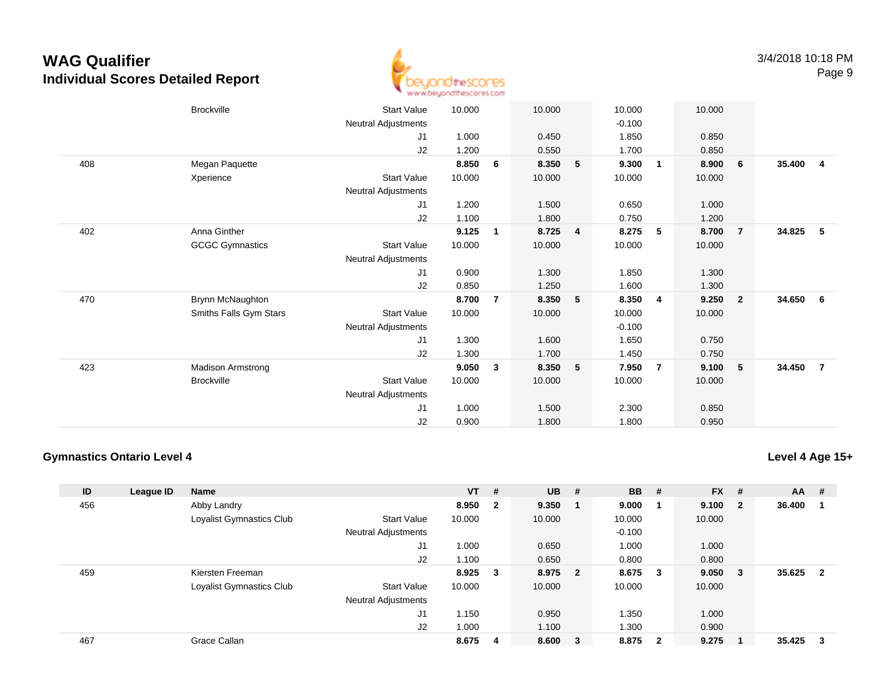# WAG Qualifier
## Individual Scores Detailed Report

3/4/2018 10:18 PM

| ID | League ID | Name | | VT | # | UB | # | BB | # | FX | # | AA | # |
|---|---|---|---|---|---|---|---|---|---|---|---|---|---|
| | | Brockville | Start Value | 10.000 | | 10.000 | | 10.000 | | 10.000 | | | |
| | | | Neutral Adjustments | | | | | -0.100 | | | | | |
| | | | J1 | 1.000 | | 0.450 | | 1.850 | | 0.850 | | | |
| | | | J2 | 1.200 | | 0.550 | | 1.700 | | 0.850 | | | |
| 408 | | Megan Paquette | | **8.850** | **6** | **8.350** | **5** | **9.300** | **1** | **8.900** | **6** | **35.400** | **4** |
| | | Xperience | Start Value | 10.000 | | 10.000 | | 10.000 | | 10.000 | | | |
| | | | Neutral Adjustments | | | | | | | | | | |
| | | | J1 | 1.200 | | 1.500 | | 0.650 | | 1.000 | | | |
| | | | J2 | 1.100 | | 1.800 | | 0.750 | | 1.200 | | | |
| 402 | | Anna Ginther | | **9.125** | **1** | **8.725** | **4** | **8.275** | **5** | **8.700** | **7** | **34.825** | **5** |
| | | GCGC Gymnastics | Start Value | 10.000 | | 10.000 | | 10.000 | | 10.000 | | | |
| | | | Neutral Adjustments | | | | | | | | | | |
| | | | J1 | 0.900 | | 1.300 | | 1.850 | | 1.300 | | | |
| | | | J2 | 0.850 | | 1.250 | | 1.600 | | 1.300 | | | |
| 470 | | Brynn McNaughton | | **8.700** | **7** | **8.350** | **5** | **8.350** | **4** | **9.250** | **2** | **34.650** | **6** |
| | | Smiths Falls Gym Stars | Start Value | 10.000 | | 10.000 | | 10.000 | | 10.000 | | | |
| | | | Neutral Adjustments | | | | | -0.100 | | | | | |
| | | | J1 | 1.300 | | 1.600 | | 1.650 | | 0.750 | | | |
| | | | J2 | 1.300 | | 1.700 | | 1.450 | | 0.750 | | | |
| 423 | | Madison Armstrong | | **9.050** | **3** | **8.350** | **5** | **7.950** | **7** | **9.100** | **5** | **34.450** | **7** |
| | | Brockville | Start Value | 10.000 | | 10.000 | | 10.000 | | 10.000 | | | |
| | | | Neutral Adjustments | | | | | | | | | | |
| | | | J1 | 1.000 | | 1.500 | | 2.300 | | 0.850 | | | |
| | | | J2 | 0.900 | | 1.800 | | 1.800 | | 0.950 | | | |

### Gymnastics Ontario Level 4

**Level 4 Age 15+**

| ID | League ID | Name | | VT | # | UB | # | BB | # | FX | # | AA | # |
|---|---|---|---|---|---|---|---|---|---|---|---|---|---|
| 456 | | Abby Landry | | **8.950** | **2** | **9.350** | **1** | **9.000** | **1** | **9.100** | **2** | **36.400** | **1** |
| | | Loyalist Gymnastics Club | Start Value | 10.000 | | 10.000 | | 10.000 | | 10.000 | | | |
| | | | Neutral Adjustments | | | | | -0.100 | | | | | |
| | | | J1 | 1.000 | | 0.650 | | 1.000 | | 1.000 | | | |
| | | | J2 | 1.100 | | 0.650 | | 0.800 | | 0.800 | | | |
| 459 | | Kiersten Freeman | | **8.925** | **3** | **8.975** | **2** | **8.675** | **3** | **9.050** | **3** | **35.625** | **2** |
| | | Loyalist Gymnastics Club | Start Value | 10.000 | | 10.000 | | 10.000 | | 10.000 | | | |
| | | | Neutral Adjustments | | | | | | | | | | |
| | | | J1 | 1.150 | | 0.950 | | 1.350 | | 1.000 | | | |
| | | | J2 | 1.000 | | 1.100 | | 1.300 | | 0.900 | | | |
| 467 | | Grace Callan | | **8.675** | **4** | **8.600** | **3** | **8.875** | **2** | **9.275** | **1** | **35.425** | **3** |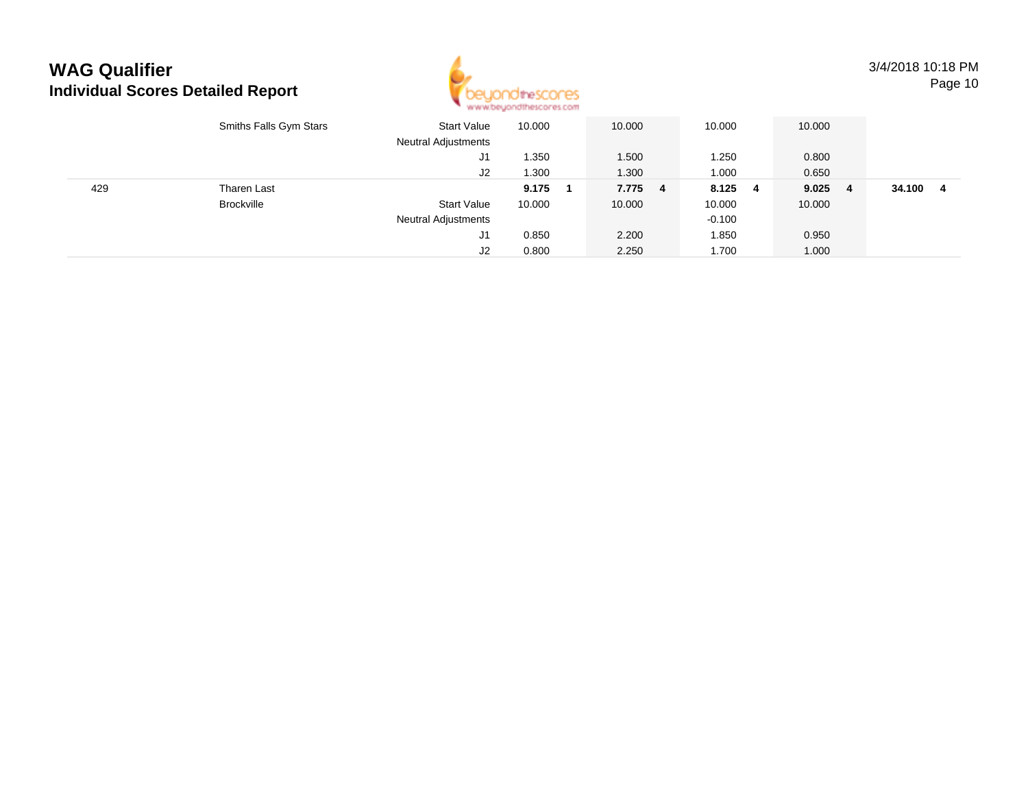# WAG Qualifier
## Individual Scores Detailed Report

3/4/2018 10:18 PM

| | | | | | | | | | | | | |
|---|---|---|---|---|---|---|---|---|---|---|---|---|
| | Smiths Falls Gym Stars | Start Value | 10.000 | | 10.000 | | 10.000 | | 10.000 | | | |
| | | Neutral Adjustments | | | | | | | | | | |
| | | J1 | 1.350 | | 1.500 | | 1.250 | | 0.800 | | | |
| | | J2 | 1.300 | | 1.300 | | 1.000 | | 0.650 | | | |
| 429 | Tharen Last | | **9.175** | **1** | **7.775** | **4** | **8.125** | **4** | **9.025** | **4** | **34.100** | **4** |
| | Brockville | Start Value | 10.000 | | 10.000 | | 10.000 | | 10.000 | | | |
| | | Neutral Adjustments | | | | | -0.100 | | | | | |
| | | J1 | 0.850 | | 2.200 | | 1.850 | | 0.950 | | | |
| | | J2 | 0.800 | | 2.250 | | 1.700 | | 1.000 | | | |